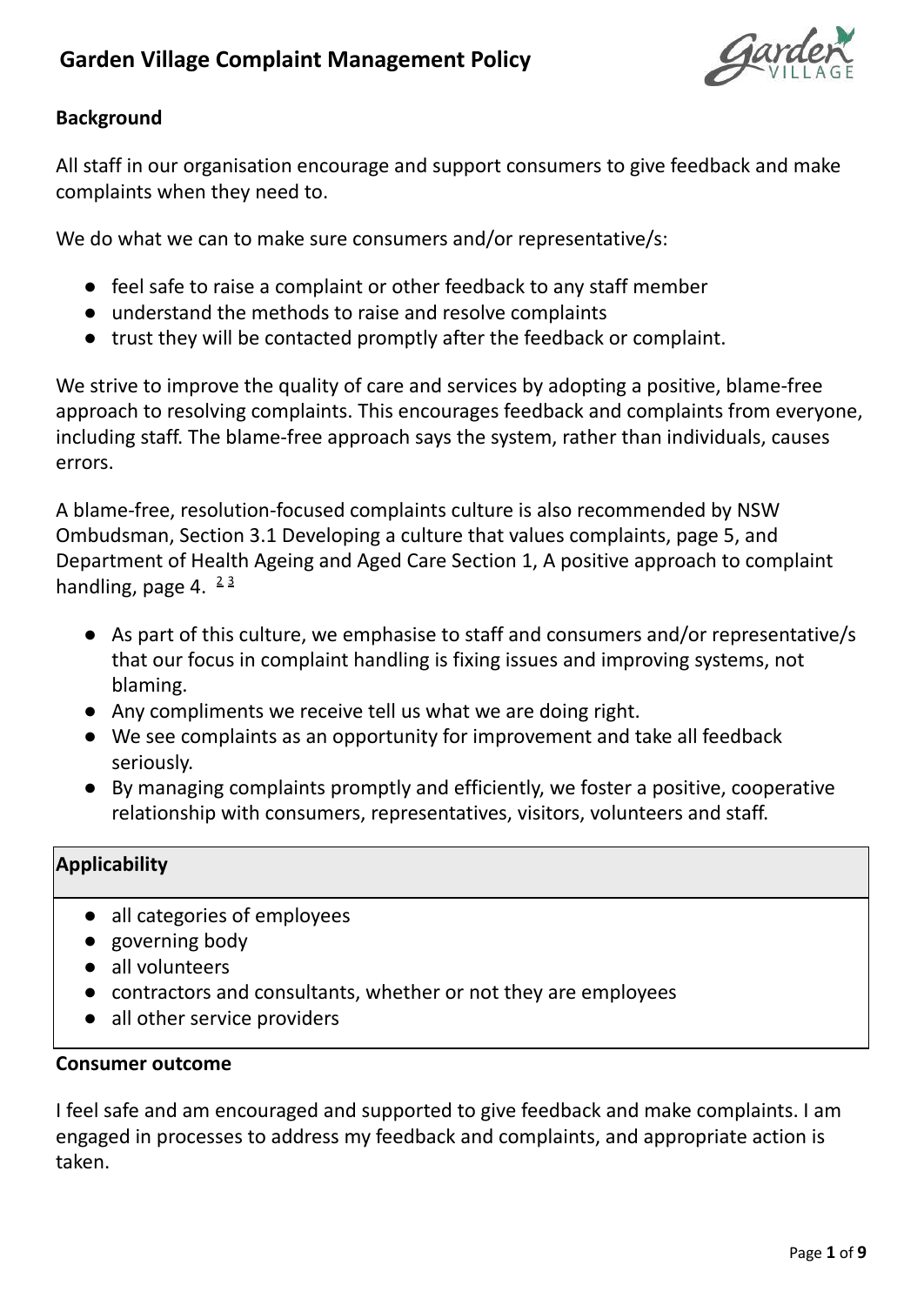# Garden Village Complaint Management Policy

## Background

All staff in our organisation encourage and support consumers to give feedback and make complaints when they need to.

We do what we can to make sure consumers and/or representative/s:

- feel safe to raise a complaint or other feedback to any staff member
- understand the methods to raise and resolve complaints
- trust they will be contacted promptly after the feedback or complaint.

We strive to improve the quality of care and services by adopting a positive, blame-free approach to resolving complaints. This encourages feedback and complaints from everyone, including staff. The blame-free approach says the system, rather than individuals, causes errors.

A blame-free, resolution-focused complaints culture is also recommended by NSW Ombudsman, Section 3.1 Developing a culture that values complaints, page 5, and Department of Health Ageing and Aged Care Section 1, A positive approach to complaint handling, page 4. [2] [3]

- As part of this culture, we emphasise to staff and consumers and/or representative/s that our focus in complaint handling is fixing issues and improving systems, not blaming.
- Any compliments we receive tell us what we are doing right.
- We see complaints as an opportunity for improvement and take all feedback seriously.
- By managing complaints promptly and efficiently, we foster a positive, cooperative relationship with consumers, representatives, visitors, volunteers and staff.

## Applicability

- all categories of employees
- governing body
- all volunteers
- contractors and consultants, whether or not they are employees
- all other service providers

## Consumer outcome

I feel safe and am encouraged and supported to give feedback and make complaints. I am engaged in processes to address my feedback and complaints, and appropriate action is taken.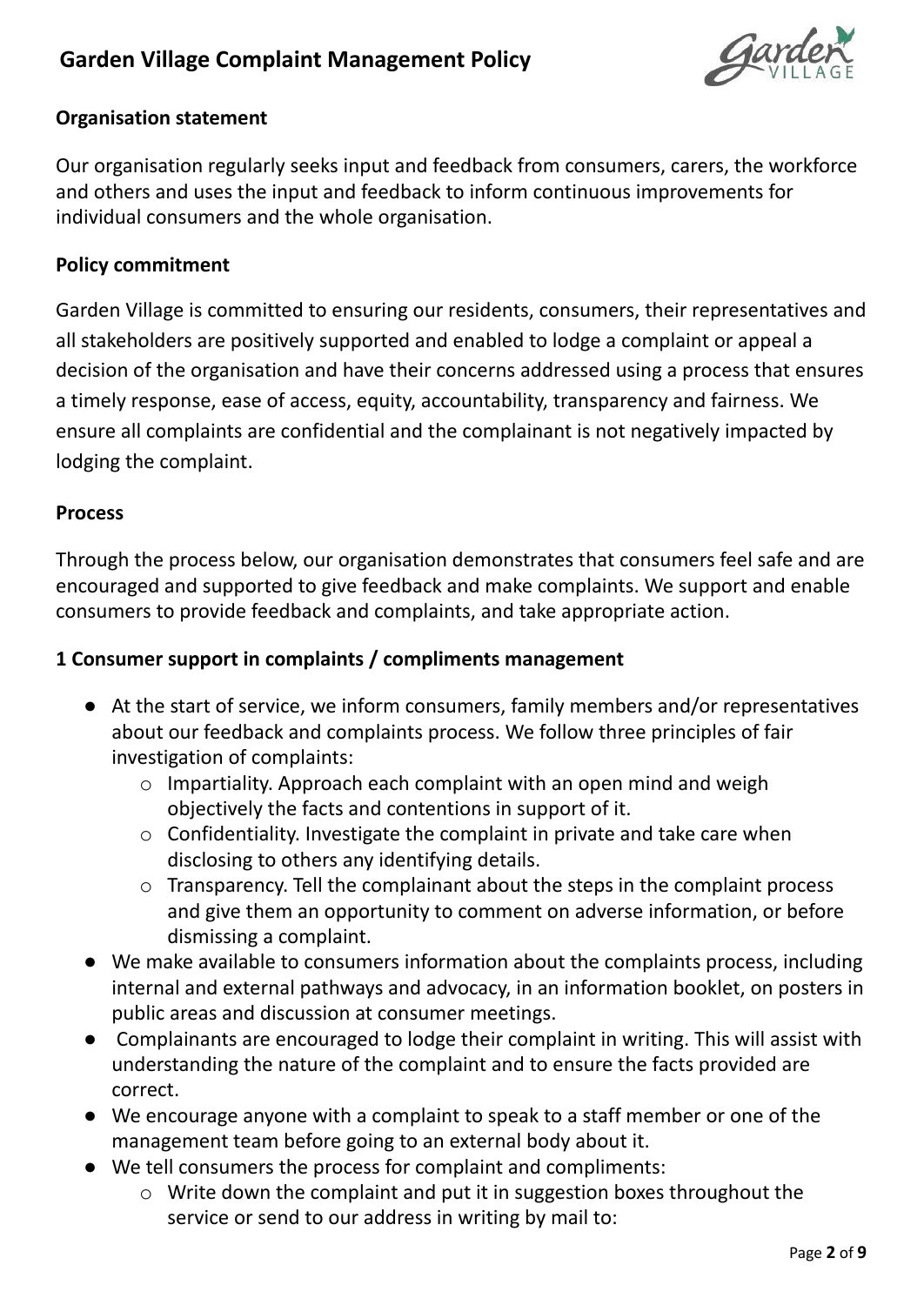# Garden Village Complaint Management Policy

## Organisation statement

Our organisation regularly seeks input and feedback from consumers, carers, the workforce and others and uses the input and feedback to inform continuous improvements for individual consumers and the whole organisation.

## Policy commitment

Garden Village is committed to ensuring our residents, consumers, their representatives and all stakeholders are positively supported and enabled to lodge a complaint or appeal a decision of the organisation and have their concerns addressed using a process that ensures a timely response, ease of access, equity, accountability, transparency and fairness. We ensure all complaints are confidential and the complainant is not negatively impacted by lodging the complaint.

## Process

Through the process below, our organisation demonstrates that consumers feel safe and are encouraged and supported to give feedback and make complaints. We support and enable consumers to provide feedback and complaints, and take appropriate action.

### 1 Consumer support in complaints / compliments management

- At the start of service, we inform consumers, family members and/or representatives about our feedback and complaints process. We follow three principles of fair investigation of complaints:
  - Impartiality. Approach each complaint with an open mind and weigh objectively the facts and contentions in support of it.
  - Confidentiality. Investigate the complaint in private and take care when disclosing to others any identifying details.
  - Transparency. Tell the complainant about the steps in the complaint process and give them an opportunity to comment on adverse information, or before dismissing a complaint.
- We make available to consumers information about the complaints process, including internal and external pathways and advocacy, in an information booklet, on posters in public areas and discussion at consumer meetings.
- Complainants are encouraged to lodge their complaint in writing. This will assist with understanding the nature of the complaint and to ensure the facts provided are correct.
- We encourage anyone with a complaint to speak to a staff member or one of the management team before going to an external body about it.
- We tell consumers the process for complaint and compliments:
  - Write down the complaint and put it in suggestion boxes throughout the service or send to our address in writing by mail to: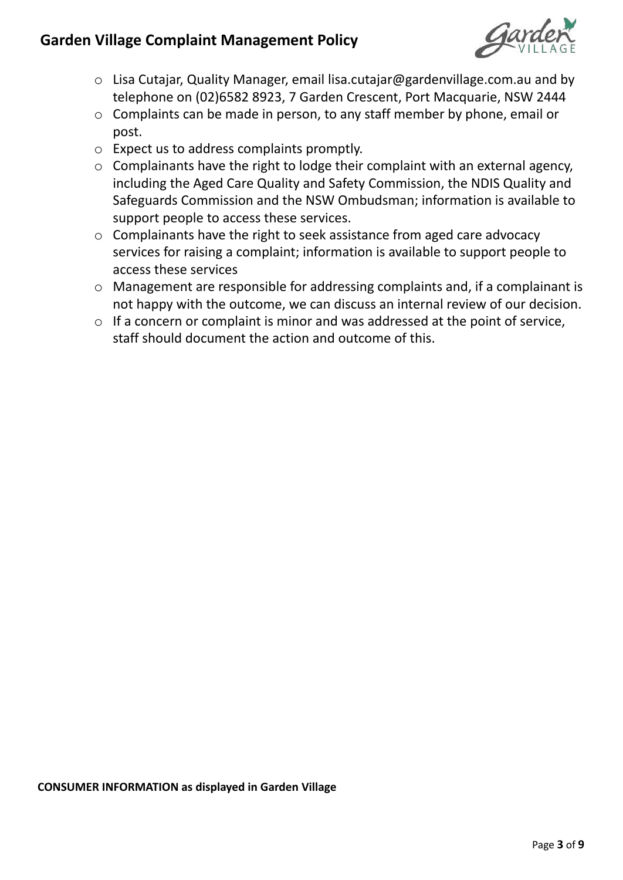- Lisa Cutajar, Quality Manager, email lisa.cutajar@gardenvillage.com.au and by telephone on (02)6582 8923, 7 Garden Crescent, Port Macquarie, NSW 2444
- Complaints can be made in person, to any staff member by phone, email or post.
- Expect us to address complaints promptly.
- Complainants have the right to lodge their complaint with an external agency, including the Aged Care Quality and Safety Commission, the NDIS Quality and Safeguards Commission and the NSW Ombudsman; information is available to support people to access these services.
- Complainants have the right to seek assistance from aged care advocacy services for raising a complaint; information is available to support people to access these services
- Management are responsible for addressing complaints and, if a complainant is not happy with the outcome, we can discuss an internal review of our decision.
- If a concern or complaint is minor and was addressed at the point of service, staff should document the action and outcome of this.

**CONSUMER INFORMATION as displayed in Garden Village**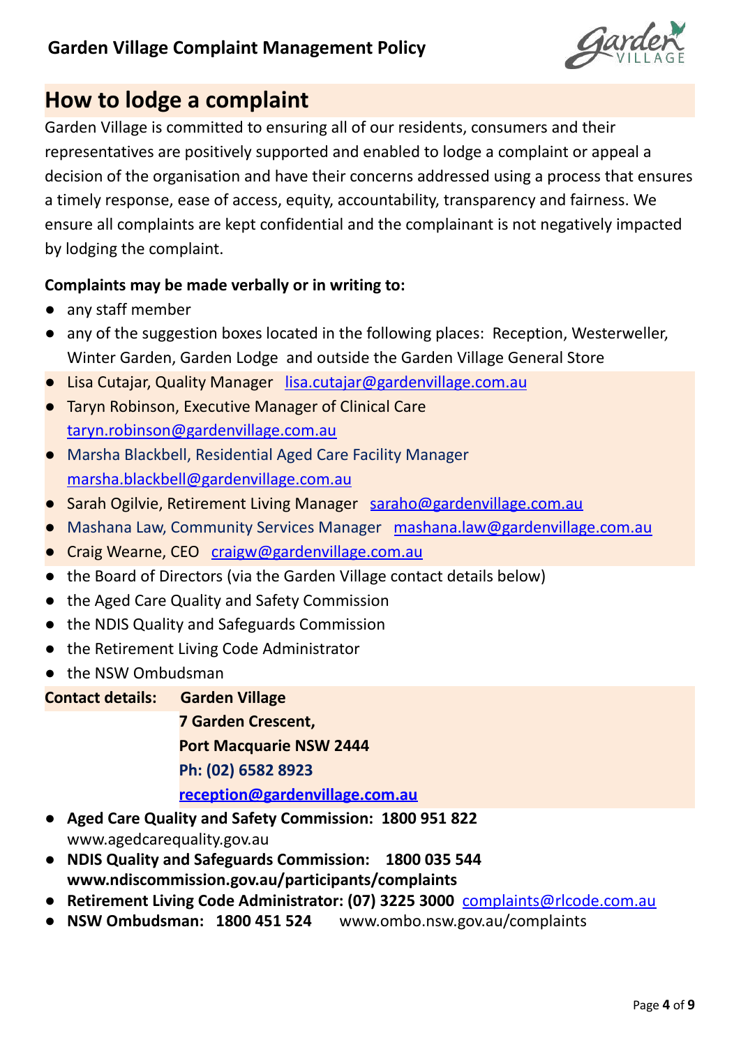## How to lodge a complaint

Garden Village is committed to ensuring all of our residents, consumers and their representatives are positively supported and enabled to lodge a complaint or appeal a decision of the organisation and have their concerns addressed using a process that ensures a timely response, ease of access, equity, accountability, transparency and fairness. We ensure all complaints are kept confidential and the complainant is not negatively impacted by lodging the complaint.

**Complaints may be made verbally or in writing to:**

- any staff member
- any of the suggestion boxes located in the following places: Reception, Westerweller, Winter Garden, Garden Lodge and outside the Garden Village General Store
- Lisa Cutajar, Quality Manager lisa.cutajar@gardenvillage.com.au
- Taryn Robinson, Executive Manager of Clinical Care taryn.robinson@gardenvillage.com.au
- Marsha Blackbell, Residential Aged Care Facility Manager marsha.blackbell@gardenvillage.com.au
- Sarah Ogilvie, Retirement Living Manager saraho@gardenvillage.com.au
- Mashana Law, Community Services Manager mashana.law@gardenvillage.com.au
- Craig Wearne, CEO craigw@gardenvillage.com.au
- the Board of Directors (via the Garden Village contact details below)
- the Aged Care Quality and Safety Commission
- the NDIS Quality and Safeguards Commission
- the Retirement Living Code Administrator
- the NSW Ombudsman

**Contact details:** **Garden Village**
**7 Garden Crescent,**
**Port Macquarie NSW 2444**
**Ph: (02) 6582 8923**
**reception@gardenvillage.com.au**

- **Aged Care Quality and Safety Commission: 1800 951 822** www.agedcarequality.gov.au
- **NDIS Quality and Safeguards Commission: 1800 035 544 www.ndiscommission.gov.au/participants/complaints**
- **Retirement Living Code Administrator: (07) 3225 3000** complaints@rlcode.com.au
- **NSW Ombudsman: 1800 451 524** www.ombo.nsw.gov.au/complaints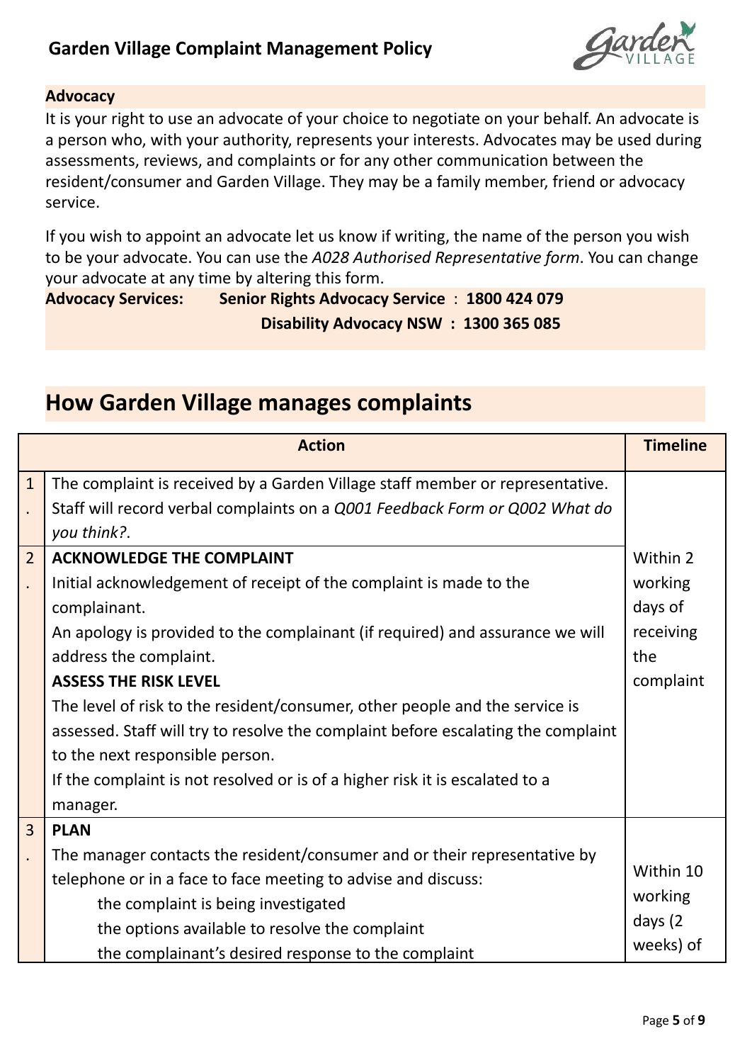### Advocacy

It is your right to use an advocate of your choice to negotiate on your behalf. An advocate is a person who, with your authority, represents your interests. Advocates may be used during assessments, reviews, and complaints or for any other communication between the resident/consumer and Garden Village. They may be a family member, friend or advocacy service.

If you wish to appoint an advocate let us know if writing, the name of the person you wish to be your advocate. You can use the *A028 Authorised Representative form*. You can change your advocate at any time by altering this form.

**Advocacy Services:** **Senior Rights Advocacy Service** : **1800 424 079**
**Disability Advocacy NSW : 1300 365 085**

## How Garden Village manages complaints

| | Action | Timeline |
|---|---|---|
| 1. | The complaint is received by a Garden Village staff member or representative. Staff will record verbal complaints on a *Q001 Feedback Form or Q002 What do you think?*. | Within 2 working days of receiving the complaint |
| 2. | **ACKNOWLEDGE THE COMPLAINT**<br>Initial acknowledgement of receipt of the complaint is made to the complainant.<br>An apology is provided to the complainant (if required) and assurance we will address the complaint.<br>**ASSESS THE RISK LEVEL**<br>The level of risk to the resident/consumer, other people and the service is assessed. Staff will try to resolve the complaint before escalating the complaint to the next responsible person.<br>If the complaint is not resolved or is of a higher risk it is escalated to a manager. | |
| 3. | **PLAN**<br>The manager contacts the resident/consumer and or their representative by telephone or in a face to face meeting to advise and discuss:<br>the complaint is being investigated<br>the options available to resolve the complaint<br>the complainant's desired response to the complaint | Within 10 working days (2 weeks) of |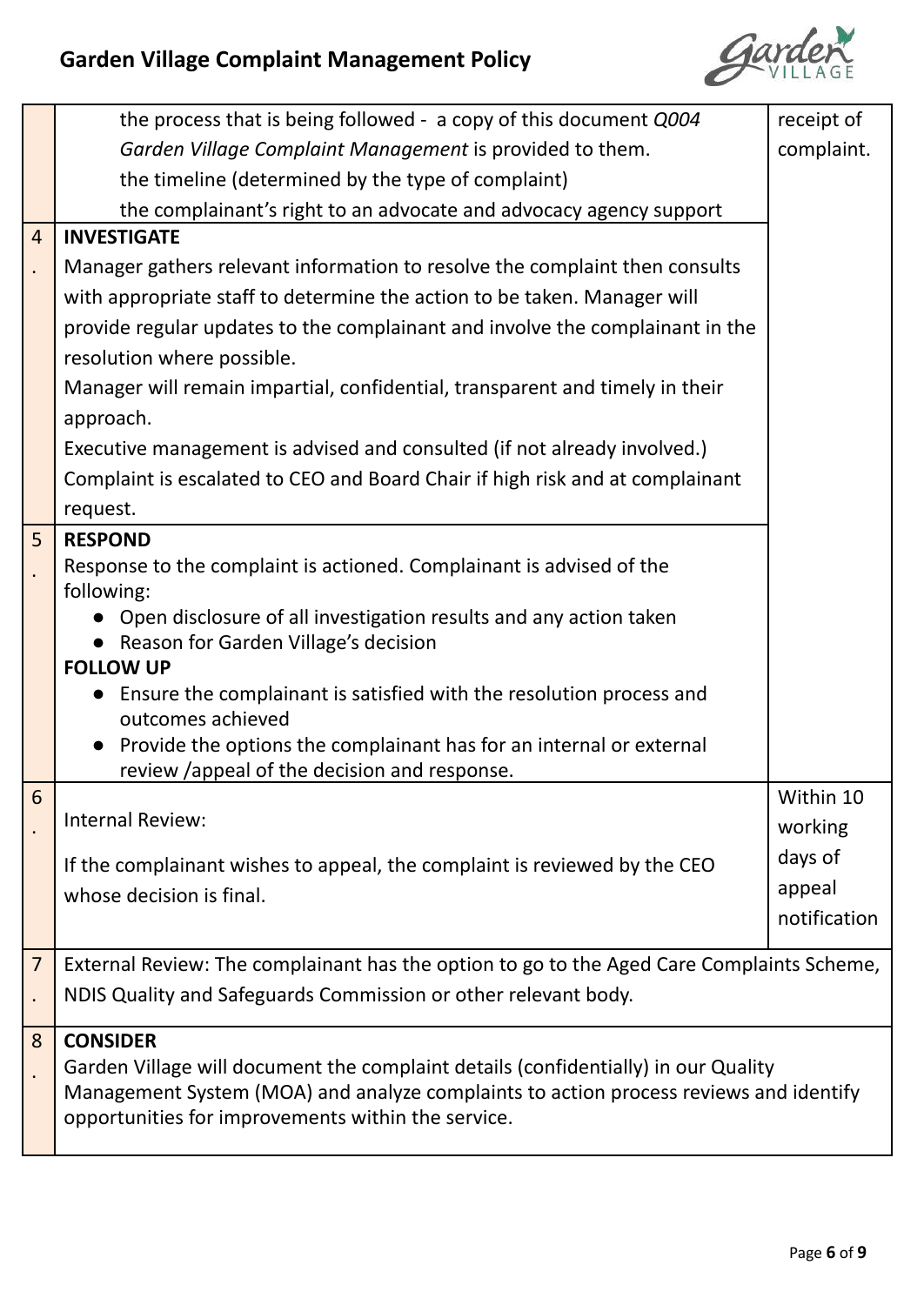| | | |
|---|---|---|
| | the process that is being followed - a copy of this document *Q004 Garden Village Complaint Management* is provided to them.<br>the timeline (determined by the type of complaint)<br>the complainant's right to an advocate and advocacy agency support | receipt of complaint. |
| 4. | **INVESTIGATE**<br>Manager gathers relevant information to resolve the complaint then consults with appropriate staff to determine the action to be taken. Manager will provide regular updates to the complainant and involve the complainant in the resolution where possible.<br>Manager will remain impartial, confidential, transparent and timely in their approach.<br>Executive management is advised and consulted (if not already involved.)<br>Complaint is escalated to CEO and Board Chair if high risk and at complainant request. | |
| 5. | **RESPOND**<br>Response to the complaint is actioned. Complainant is advised of the following:<br>● Open disclosure of all investigation results and any action taken<br>● Reason for Garden Village's decision<br>**FOLLOW UP**<br>● Ensure the complainant is satisfied with the resolution process and outcomes achieved<br>● Provide the options the complainant has for an internal or external review /appeal of the decision and response. | |
| 6. | Internal Review:<br>If the complainant wishes to appeal, the complaint is reviewed by the CEO whose decision is final. | Within 10 working days of appeal notification |
| 7. | External Review: The complainant has the option to go to the Aged Care Complaints Scheme, NDIS Quality and Safeguards Commission or other relevant body. | |
| 8. | **CONSIDER**<br>Garden Village will document the complaint details (confidentially) in our Quality Management System (MOA) and analyze complaints to action process reviews and identify opportunities for improvements within the service. | |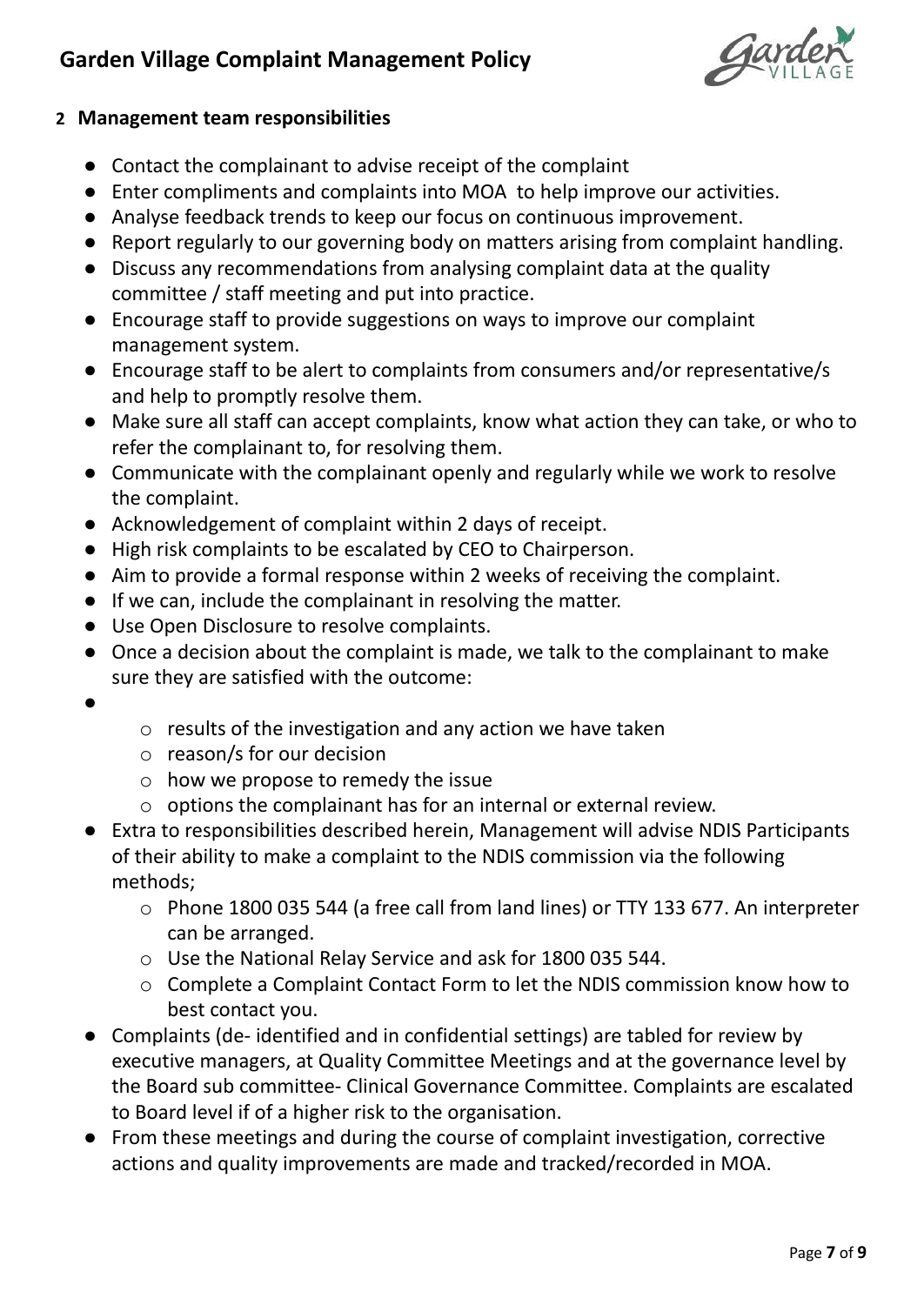## 2 Management team responsibilities

- Contact the complainant to advise receipt of the complaint
- Enter compliments and complaints into MOA to help improve our activities.
- Analyse feedback trends to keep our focus on continuous improvement.
- Report regularly to our governing body on matters arising from complaint handling.
- Discuss any recommendations from analysing complaint data at the quality committee / staff meeting and put into practice.
- Encourage staff to provide suggestions on ways to improve our complaint management system.
- Encourage staff to be alert to complaints from consumers and/or representative/s and help to promptly resolve them.
- Make sure all staff can accept complaints, know what action they can take, or who to refer the complainant to, for resolving them.
- Communicate with the complainant openly and regularly while we work to resolve the complaint.
- Acknowledgement of complaint within 2 days of receipt.
- High risk complaints to be escalated by CEO to Chairperson.
- Aim to provide a formal response within 2 weeks of receiving the complaint.
- If we can, include the complainant in resolving the matter.
- Use Open Disclosure to resolve complaints.
- Once a decision about the complaint is made, we talk to the complainant to make sure they are satisfied with the outcome:
- 
    - results of the investigation and any action we have taken
    - reason/s for our decision
    - how we propose to remedy the issue
    - options the complainant has for an internal or external review.
- Extra to responsibilities described herein, Management will advise NDIS Participants of their ability to make a complaint to the NDIS commission via the following methods;
    - Phone 1800 035 544 (a free call from land lines) or TTY 133 677. An interpreter can be arranged.
    - Use the National Relay Service and ask for 1800 035 544.
    - Complete a Complaint Contact Form to let the NDIS commission know how to best contact you.
- Complaints (de- identified and in confidential settings) are tabled for review by executive managers, at Quality Committee Meetings and at the governance level by the Board sub committee- Clinical Governance Committee. Complaints are escalated to Board level if of a higher risk to the organisation.
- From these meetings and during the course of complaint investigation, corrective actions and quality improvements are made and tracked/recorded in MOA.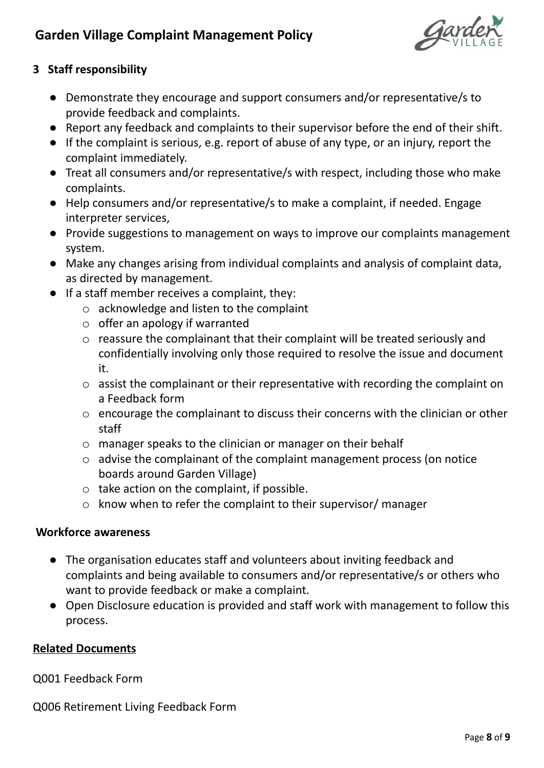## 3 Staff responsibility

- Demonstrate they encourage and support consumers and/or representative/s to provide feedback and complaints.
- Report any feedback and complaints to their supervisor before the end of their shift.
- If the complaint is serious, e.g. report of abuse of any type, or an injury, report the complaint immediately.
- Treat all consumers and/or representative/s with respect, including those who make complaints.
- Help consumers and/or representative/s to make a complaint, if needed. Engage interpreter services,
- Provide suggestions to management on ways to improve our complaints management system.
- Make any changes arising from individual complaints and analysis of complaint data, as directed by management.
- If a staff member receives a complaint, they:
    - acknowledge and listen to the complaint
    - offer an apology if warranted
    - reassure the complainant that their complaint will be treated seriously and confidentially involving only those required to resolve the issue and document it.
    - assist the complainant or their representative with recording the complaint on a Feedback form
    - encourage the complainant to discuss their concerns with the clinician or other staff
    - manager speaks to the clinician or manager on their behalf
    - advise the complainant of the complaint management process (on notice boards around Garden Village)
    - take action on the complaint, if possible.
    - know when to refer the complaint to their supervisor/ manager

**Workforce awareness**

- The organisation educates staff and volunteers about inviting feedback and complaints and being available to consumers and/or representative/s or others who want to provide feedback or make a complaint.
- Open Disclosure education is provided and staff work with management to follow this process.

**Related Documents**

Q001 Feedback Form

Q006 Retirement Living Feedback Form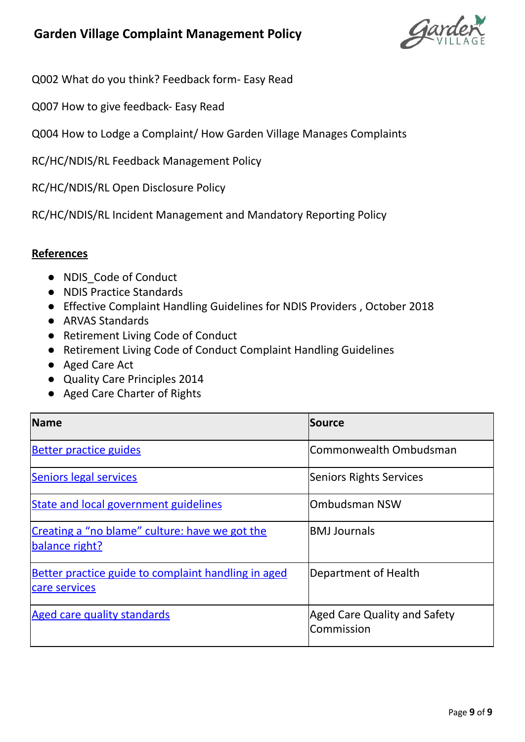Q002 What do you think? Feedback form- Easy Read

Q007 How to give feedback- Easy Read

Q004 How to Lodge a Complaint/ How Garden Village Manages Complaints

RC/HC/NDIS/RL Feedback Management Policy

RC/HC/NDIS/RL Open Disclosure Policy

RC/HC/NDIS/RL Incident Management and Mandatory Reporting Policy

## References

- NDIS_Code of Conduct
- NDIS Practice Standards
- Effective Complaint Handling Guidelines for NDIS Providers , October 2018
- ARVAS Standards
- Retirement Living Code of Conduct
- Retirement Living Code of Conduct Complaint Handling Guidelines
- Aged Care Act
- Quality Care Principles 2014
- Aged Care Charter of Rights

| Name | Source |
| --- | --- |
| Better practice guides | Commonwealth Ombudsman |
| Seniors legal services | Seniors Rights Services |
| State and local government guidelines | Ombudsman NSW |
| Creating a "no blame" culture: have we got the balance right? | BMJ Journals |
| Better practice guide to complaint handling in aged care services | Department of Health |
| Aged care quality standards | Aged Care Quality and Safety Commission |